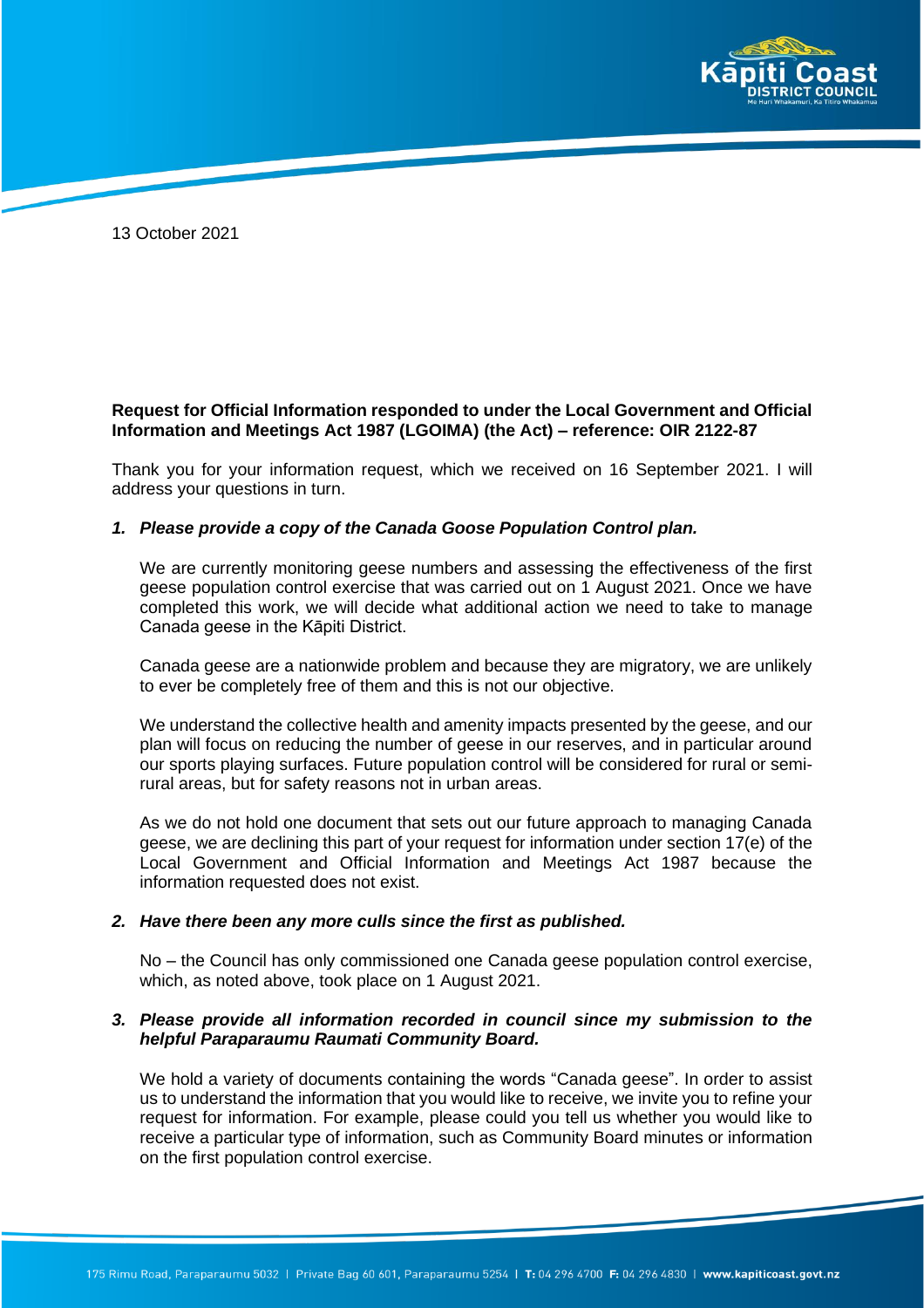13 October 2021

**Request for Official Information responded to under the Local Government and Official Information and Meetings Act 1987 (LGOIMA) (the Act) – reference: OIR 2122-87**

Thank you for your information request, which we received on 16 September 2021. I will address your questions in turn.

1. ***Please provide a copy of the Canada Goose Population Control plan.***

   We are currently monitoring geese numbers and assessing the effectiveness of the first geese population control exercise that was carried out on 1 August 2021. Once we have completed this work, we will decide what additional action we need to take to manage Canada geese in the Kāpiti District.

   Canada geese are a nationwide problem and because they are migratory, we are unlikely to ever be completely free of them and this is not our objective.

   We understand the collective health and amenity impacts presented by the geese, and our plan will focus on reducing the number of geese in our reserves, and in particular around our sports playing surfaces. Future population control will be considered for rural or semi-rural areas, but for safety reasons not in urban areas.

   As we do not hold one document that sets out our future approach to managing Canada geese, we are declining this part of your request for information under section 17(e) of the Local Government and Official Information and Meetings Act 1987 because the information requested does not exist.

2. ***Have there been any more culls since the first as published.***

   No – the Council has only commissioned one Canada geese population control exercise, which, as noted above, took place on 1 August 2021.

3. ***Please provide all information recorded in council since my submission to the helpful Paraparaumu Raumati Community Board.***

   We hold a variety of documents containing the words "Canada geese". In order to assist us to understand the information that you would like to receive, we invite you to refine your request for information. For example, please could you tell us whether you would like to receive a particular type of information, such as Community Board minutes or information on the first population control exercise.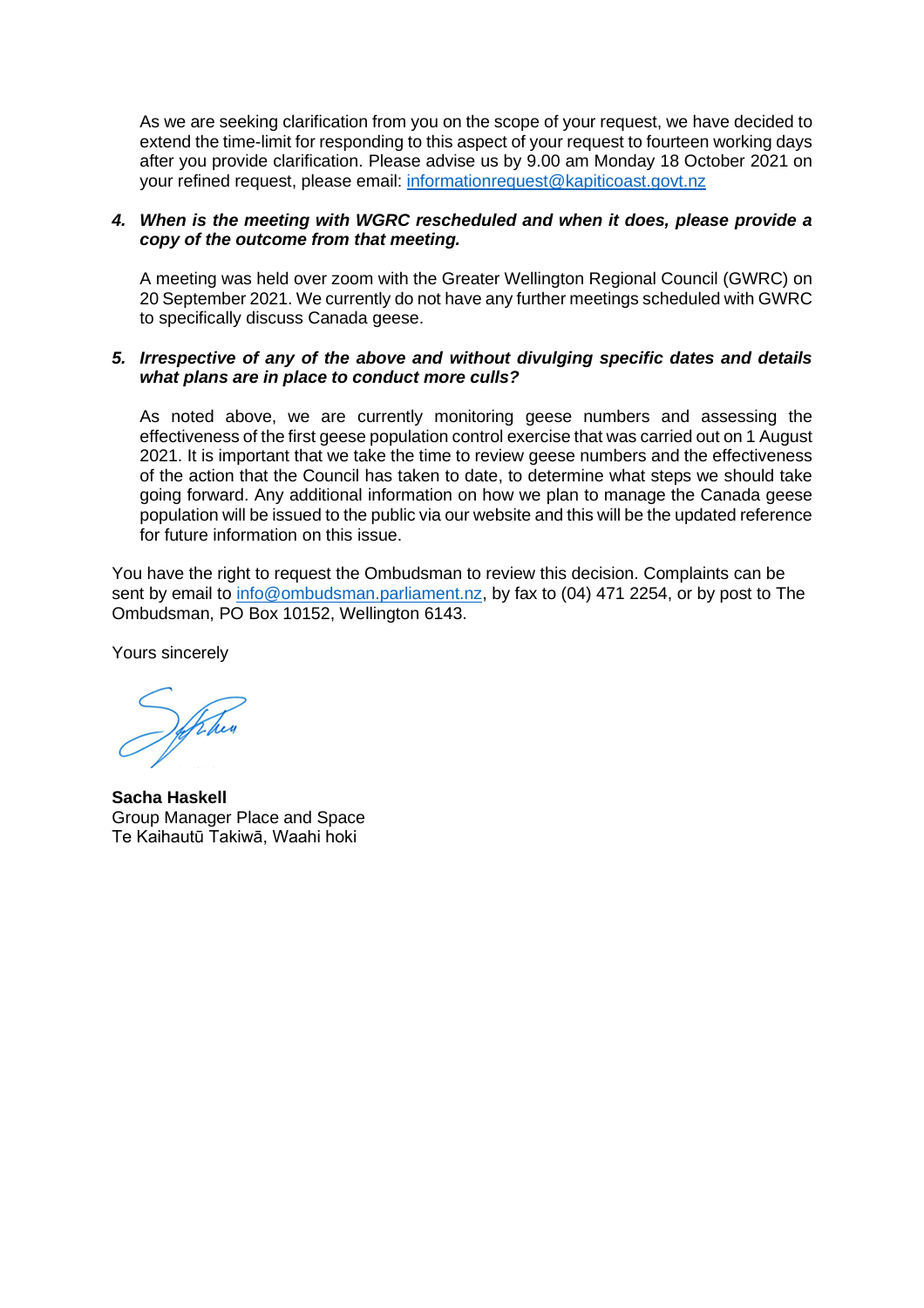As we are seeking clarification from you on the scope of your request, we have decided to extend the time-limit for responding to this aspect of your request to fourteen working days after you provide clarification. Please advise us by 9.00 am Monday 18 October 2021 on your refined request, please email: informationrequest@kapiticoast.govt.nz

4. ***When is the meeting with WGRC rescheduled and when it does, please provide a copy of the outcome from that meeting.***

   A meeting was held over zoom with the Greater Wellington Regional Council (GWRC) on 20 September 2021. We currently do not have any further meetings scheduled with GWRC to specifically discuss Canada geese.

5. ***Irrespective of any of the above and without divulging specific dates and details what plans are in place to conduct more culls?***

   As noted above, we are currently monitoring geese numbers and assessing the effectiveness of the first geese population control exercise that was carried out on 1 August 2021. It is important that we take the time to review geese numbers and the effectiveness of the action that the Council has taken to date, to determine what steps we should take going forward. Any additional information on how we plan to manage the Canada geese population will be issued to the public via our website and this will be the updated reference for future information on this issue.

You have the right to request the Ombudsman to review this decision. Complaints can be sent by email to info@ombudsman.parliament.nz, by fax to (04) 471 2254, or by post to The Ombudsman, PO Box 10152, Wellington 6143.

Yours sincerely

**Sacha Haskell**
Group Manager Place and Space
Te Kaihautū Takiwā, Waahi hoki